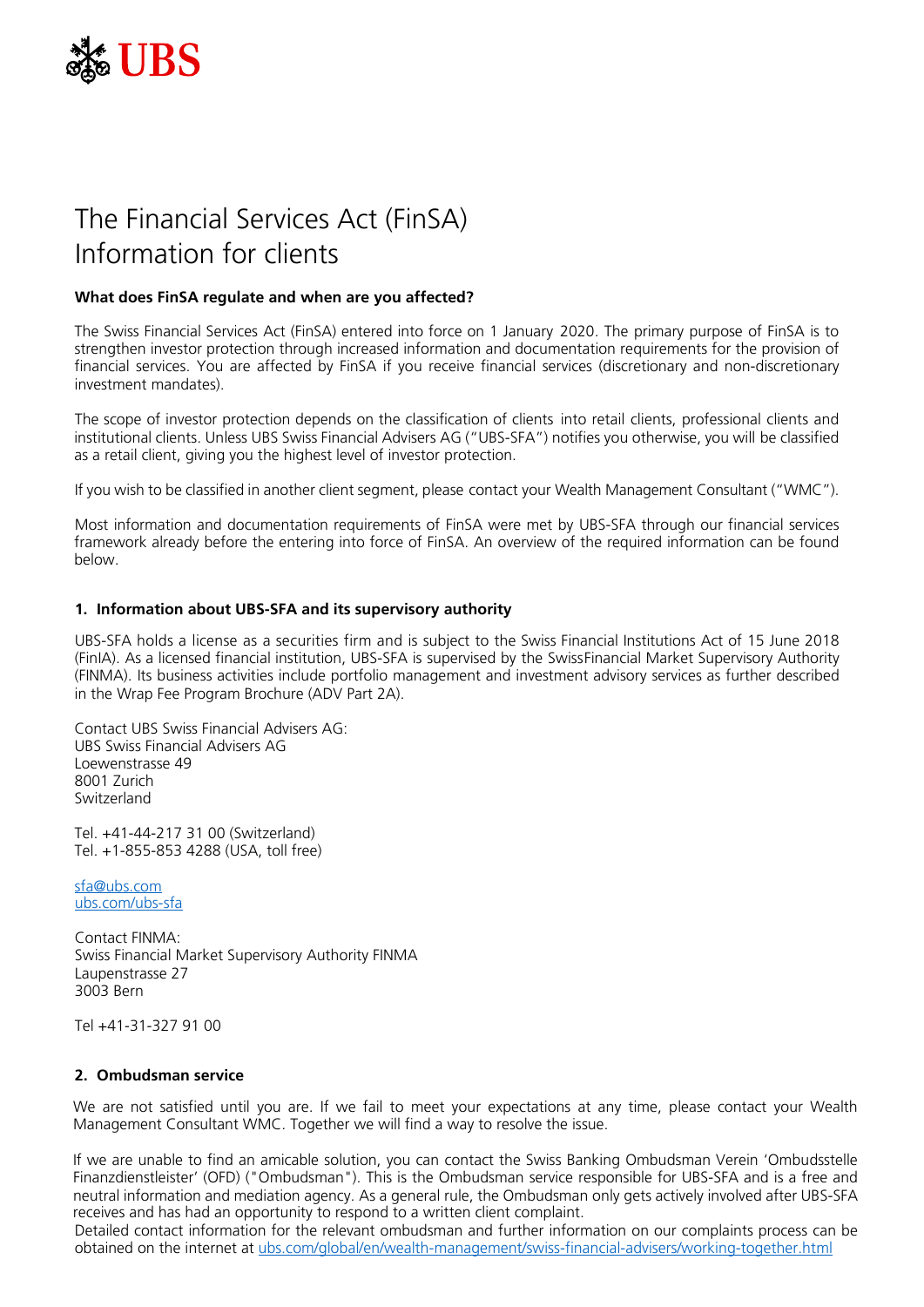# The Financial Services Act (FinSA) Information for clients

**What does FinSA regulate and when are you affected?**

The Swiss Financial Services Act (FinSA) entered into force on 1 January 2020. The primary purpose of FinSA is to strengthen investor protection through increased information and documentation requirements for the provision of financial services. You are affected by FinSA if you receive financial services (discretionary and non-discretionary investment mandates).

The scope of investor protection depends on the classification of clients into retail clients, professional clients and institutional clients. Unless UBS Swiss Financial Advisers AG ("UBS-SFA") notifies you otherwise, you will be classified as a retail client, giving you the highest level of investor protection.

If you wish to be classified in another client segment, please contact your Wealth Management Consultant ("WMC").

Most information and documentation requirements of FinSA were met by UBS-SFA through our financial services framework already before the entering into force of FinSA. An overview of the required information can be found below.

## 1. Information about UBS-SFA and its supervisory authority

UBS-SFA holds a license as a securities firm and is subject to the Swiss Financial Institutions Act of 15 June 2018 (FinIA). As a licensed financial institution, UBS-SFA is supervised by the SwissFinancial Market Supervisory Authority (FINMA). Its business activities include portfolio management and investment advisory services as further described in the Wrap Fee Program Brochure (ADV Part 2A).

Contact UBS Swiss Financial Advisers AG:
UBS Swiss Financial Advisers AG
Loewenstrasse 49
8001 Zurich
Switzerland

Tel. +41-44-217 31 00 (Switzerland)
Tel. +1-855-853 4288 (USA, toll free)

sfa@ubs.com
ubs.com/ubs-sfa

Contact FINMA:
Swiss Financial Market Supervisory Authority FINMA
Laupenstrasse 27
3003 Bern

Tel +41-31-327 91 00

## 2. Ombudsman service

We are not satisfied until you are. If we fail to meet your expectations at any time, please contact your Wealth Management Consultant WMC. Together we will find a way to resolve the issue.

If we are unable to find an amicable solution, you can contact the Swiss Banking Ombudsman Verein 'Ombudsstelle Finanzdienstleister' (OFD) ("Ombudsman"). This is the Ombudsman service responsible for UBS-SFA and is a free and neutral information and mediation agency. As a general rule, the Ombudsman only gets actively involved after UBS-SFA receives and has had an opportunity to respond to a written client complaint.
Detailed contact information for the relevant ombudsman and further information on our complaints process can be obtained on the internet at ubs.com/global/en/wealth-management/swiss-financial-advisers/working-together.html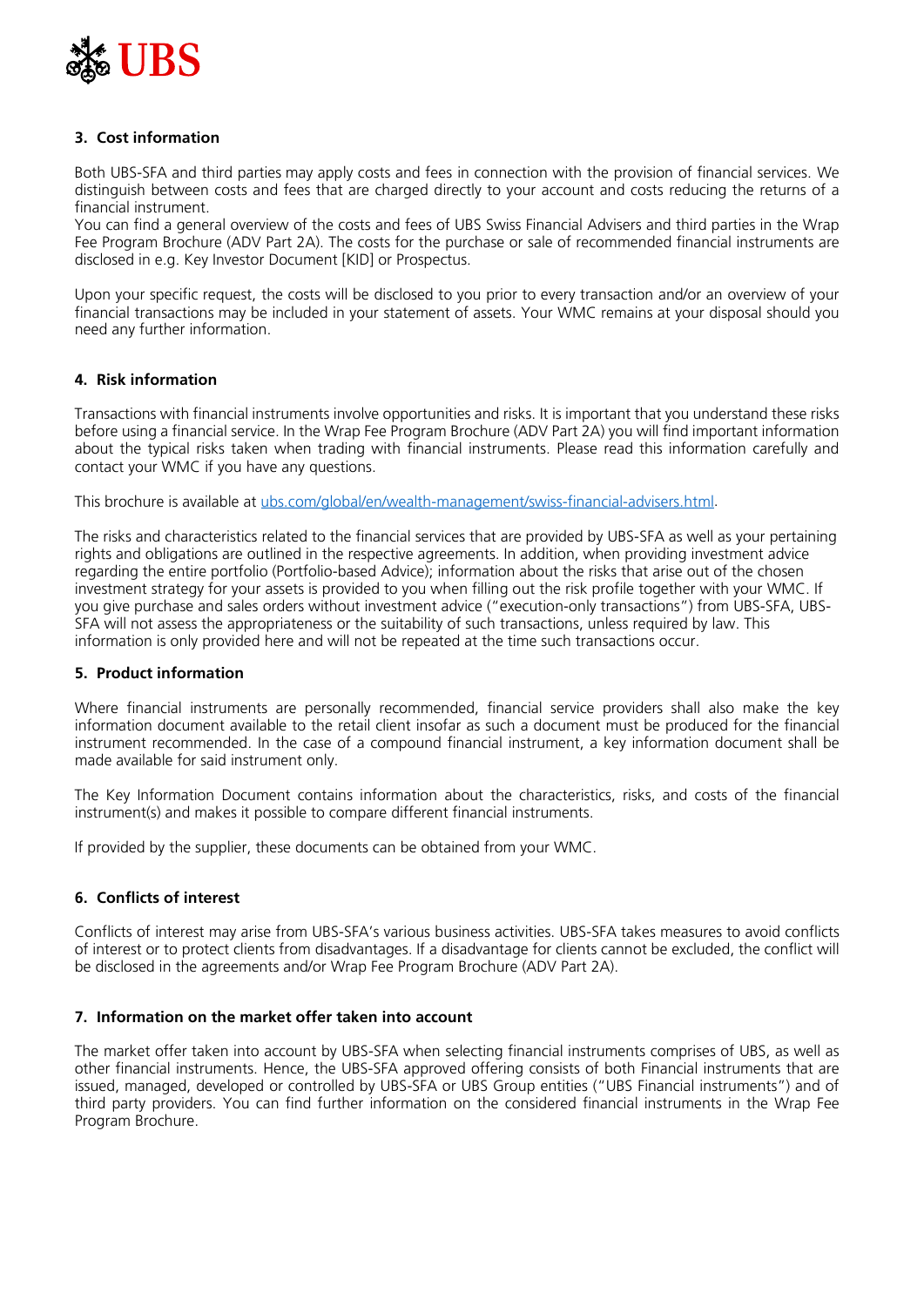## 3. Cost information

Both UBS-SFA and third parties may apply costs and fees in connection with the provision of financial services. We distinguish between costs and fees that are charged directly to your account and costs reducing the returns of a financial instrument.
You can find a general overview of the costs and fees of UBS Swiss Financial Advisers and third parties in the Wrap Fee Program Brochure (ADV Part 2A). The costs for the purchase or sale of recommended financial instruments are disclosed in e.g. Key Investor Document [KID] or Prospectus.

Upon your specific request, the costs will be disclosed to you prior to every transaction and/or an overview of your financial transactions may be included in your statement of assets. Your WMC remains at your disposal should you need any further information.

## 4. Risk information

Transactions with financial instruments involve opportunities and risks. It is important that you understand these risks before using a financial service. In the Wrap Fee Program Brochure (ADV Part 2A) you will find important information about the typical risks taken when trading with financial instruments. Please read this information carefully and contact your WMC if you have any questions.

This brochure is available at [ubs.com/global/en/wealth-management/swiss-financial-advisers.html](ubs.com/global/en/wealth-management/swiss-financial-advisers.html).

The risks and characteristics related to the financial services that are provided by UBS-SFA as well as your pertaining rights and obligations are outlined in the respective agreements. In addition, when providing investment advice regarding the entire portfolio (Portfolio-based Advice); information about the risks that arise out of the chosen investment strategy for your assets is provided to you when filling out the risk profile together with your WMC. If you give purchase and sales orders without investment advice ("execution-only transactions") from UBS-SFA, UBS-SFA will not assess the appropriateness or the suitability of such transactions, unless required by law. This information is only provided here and will not be repeated at the time such transactions occur.

## 5. Product information

Where financial instruments are personally recommended, financial service providers shall also make the key information document available to the retail client insofar as such a document must be produced for the financial instrument recommended. In the case of a compound financial instrument, a key information document shall be made available for said instrument only.

The Key Information Document contains information about the characteristics, risks, and costs of the financial instrument(s) and makes it possible to compare different financial instruments.

If provided by the supplier, these documents can be obtained from your WMC.

## 6. Conflicts of interest

Conflicts of interest may arise from UBS-SFA's various business activities. UBS-SFA takes measures to avoid conflicts of interest or to protect clients from disadvantages. If a disadvantage for clients cannot be excluded, the conflict will be disclosed in the agreements and/or Wrap Fee Program Brochure (ADV Part 2A).

## 7. Information on the market offer taken into account

The market offer taken into account by UBS-SFA when selecting financial instruments comprises of UBS, as well as other financial instruments. Hence, the UBS-SFA approved offering consists of both Financial instruments that are issued, managed, developed or controlled by UBS-SFA or UBS Group entities ("UBS Financial instruments") and of third party providers. You can find further information on the considered financial instruments in the Wrap Fee Program Brochure.